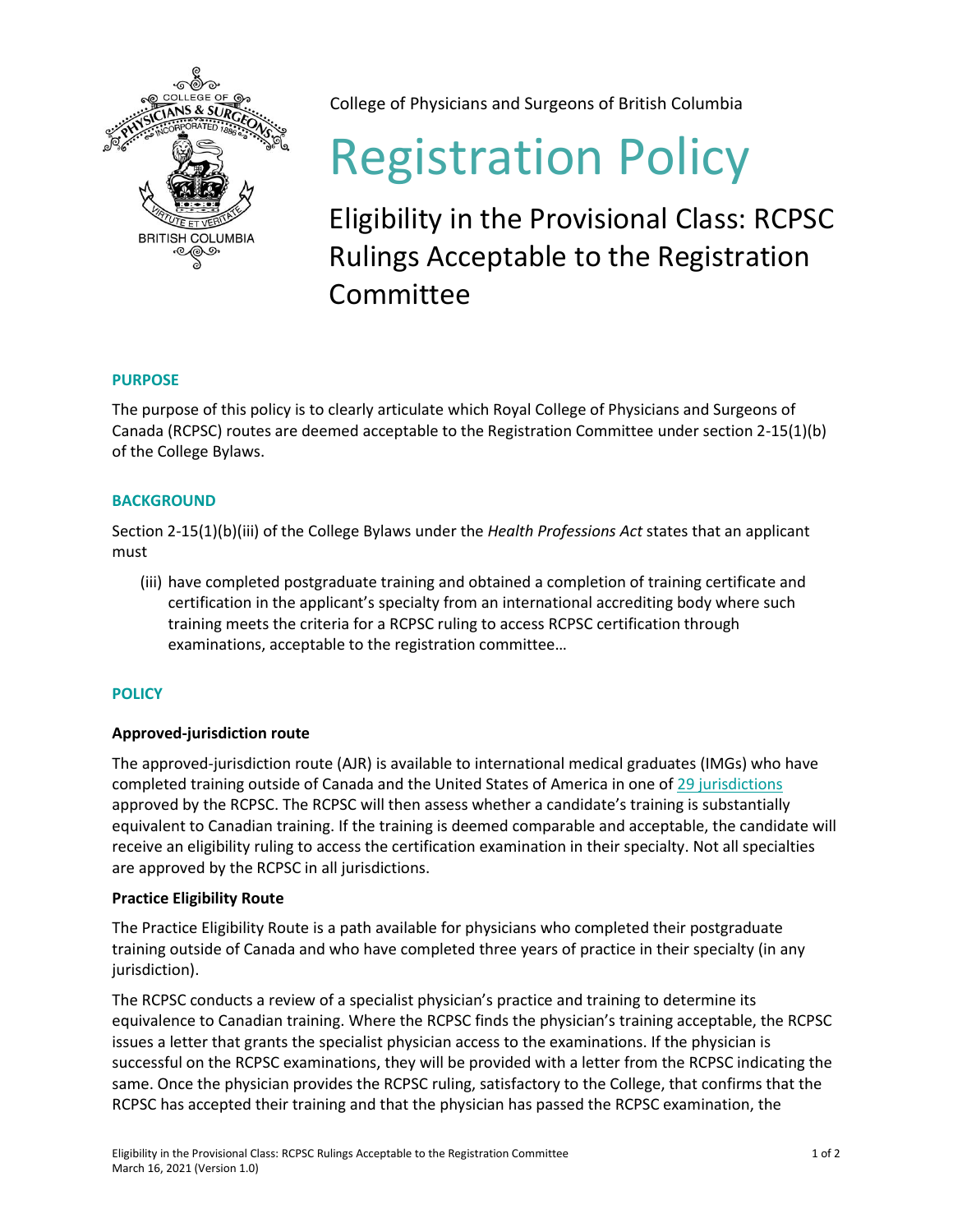College of Physicians and Surgeons of British Columbia

# Registration Policy

## Eligibility in the Provisional Class: RCPSC Rulings Acceptable to the Registration Committee

### PURPOSE

The purpose of this policy is to clearly articulate which Royal College of Physicians and Surgeons of Canada (RCPSC) routes are deemed acceptable to the Registration Committee under section 2-15(1)(b) of the College Bylaws.

### BACKGROUND

Section 2-15(1)(b)(iii) of the College Bylaws under the *Health Professions Act* states that an applicant must

> (iii) have completed postgraduate training and obtained a completion of training certificate and certification in the applicant's specialty from an international accrediting body where such training meets the criteria for a RCPSC ruling to access RCPSC certification through examinations, acceptable to the registration committee…

### POLICY

**Approved-jurisdiction route**

The approved-jurisdiction route (AJR) is available to international medical graduates (IMGs) who have completed training outside of Canada and the United States of America in one of 29 jurisdictions approved by the RCPSC. The RCPSC will then assess whether a candidate's training is substantially equivalent to Canadian training. If the training is deemed comparable and acceptable, the candidate will receive an eligibility ruling to access the certification examination in their specialty. Not all specialties are approved by the RCPSC in all jurisdictions.

**Practice Eligibility Route**

The Practice Eligibility Route is a path available for physicians who completed their postgraduate training outside of Canada and who have completed three years of practice in their specialty (in any jurisdiction).

The RCPSC conducts a review of a specialist physician's practice and training to determine its equivalence to Canadian training. Where the RCPSC finds the physician's training acceptable, the RCPSC issues a letter that grants the specialist physician access to the examinations. If the physician is successful on the RCPSC examinations, they will be provided with a letter from the RCPSC indicating the same. Once the physician provides the RCPSC ruling, satisfactory to the College, that confirms that the RCPSC has accepted their training and that the physician has passed the RCPSC examination, the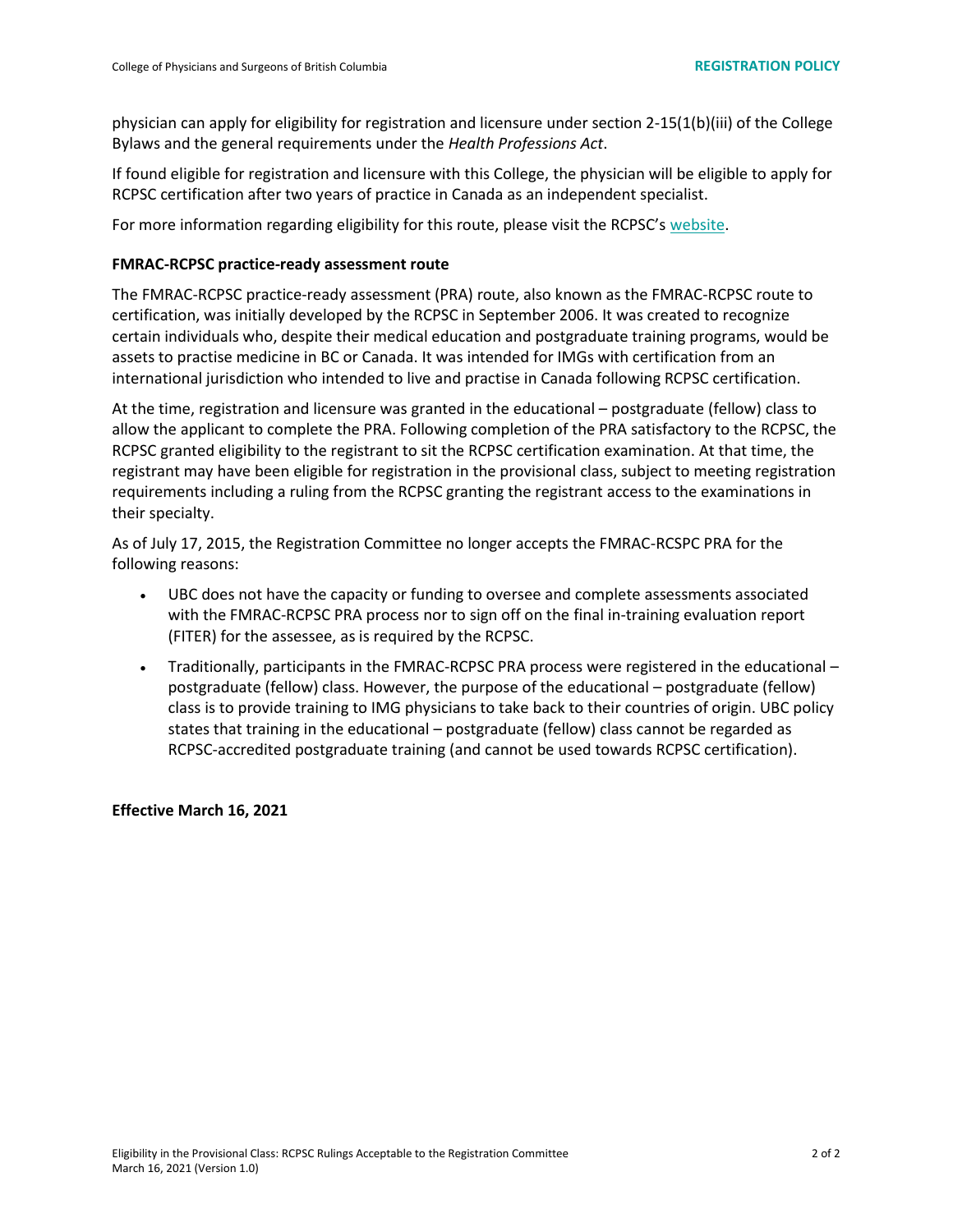physician can apply for eligibility for registration and licensure under section 2-15(1(b)(iii) of the College Bylaws and the general requirements under the *Health Professions Act*.

If found eligible for registration and licensure with this College, the physician will be eligible to apply for RCPSC certification after two years of practice in Canada as an independent specialist.

For more information regarding eligibility for this route, please visit the RCPSC's website.

**FMRAC-RCPSC practice-ready assessment route**

The FMRAC-RCPSC practice-ready assessment (PRA) route, also known as the FMRAC-RCPSC route to certification, was initially developed by the RCPSC in September 2006. It was created to recognize certain individuals who, despite their medical education and postgraduate training programs, would be assets to practise medicine in BC or Canada. It was intended for IMGs with certification from an international jurisdiction who intended to live and practise in Canada following RCPSC certification.

At the time, registration and licensure was granted in the educational – postgraduate (fellow) class to allow the applicant to complete the PRA. Following completion of the PRA satisfactory to the RCPSC, the RCPSC granted eligibility to the registrant to sit the RCPSC certification examination. At that time, the registrant may have been eligible for registration in the provisional class, subject to meeting registration requirements including a ruling from the RCPSC granting the registrant access to the examinations in their specialty.

As of July 17, 2015, the Registration Committee no longer accepts the FMRAC-RCSPC PRA for the following reasons:

- UBC does not have the capacity or funding to oversee and complete assessments associated with the FMRAC-RCPSC PRA process nor to sign off on the final in-training evaluation report (FITER) for the assessee, as is required by the RCPSC.
- Traditionally, participants in the FMRAC-RCPSC PRA process were registered in the educational – postgraduate (fellow) class. However, the purpose of the educational – postgraduate (fellow) class is to provide training to IMG physicians to take back to their countries of origin. UBC policy states that training in the educational – postgraduate (fellow) class cannot be regarded as RCPSC-accredited postgraduate training (and cannot be used towards RCPSC certification).

**Effective March 16, 2021**